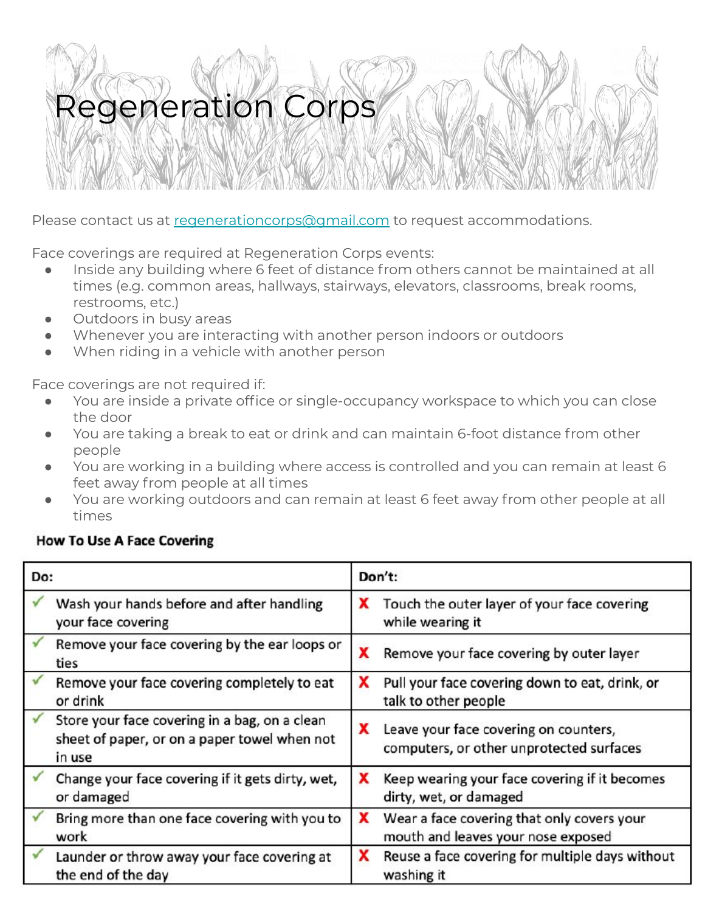# Regeneration Corps

Please contact us at regenerationcorps@gmail.com to request accommodations.

Face coverings are required at Regeneration Corps events:

- Inside any building where 6 feet of distance from others cannot be maintained at all times (e.g. common areas, hallways, stairways, elevators, classrooms, break rooms, restrooms, etc.)
- Outdoors in busy areas
- Whenever you are interacting with another person indoors or outdoors
- When riding in a vehicle with another person

Face coverings are not required if:

- You are inside a private office or single-occupancy workspace to which you can close the door
- You are taking a break to eat or drink and can maintain 6-foot distance from other people
- You are working in a building where access is controlled and you can remain at least 6 feet away from people at all times
- You are working outdoors and can remain at least 6 feet away from other people at all times

**How To Use A Face Covering**

| Do: | Don't: |
|---|---|
| ✓ Wash your hands before and after handling your face covering | X Touch the outer layer of your face covering while wearing it |
| ✓ Remove your face covering by the ear loops or ties | X Remove your face covering by outer layer |
| ✓ Remove your face covering completely to eat or drink | X Pull your face covering down to eat, drink, or talk to other people |
| ✓ Store your face covering in a bag, on a clean sheet of paper, or on a paper towel when not in use | X Leave your face covering on counters, computers, or other unprotected surfaces |
| ✓ Change your face covering if it gets dirty, wet, or damaged | X Keep wearing your face covering if it becomes dirty, wet, or damaged |
| ✓ Bring more than one face covering with you to work | X Wear a face covering that only covers your mouth and leaves your nose exposed |
| ✓ Launder or throw away your face covering at the end of the day | X Reuse a face covering for multiple days without washing it |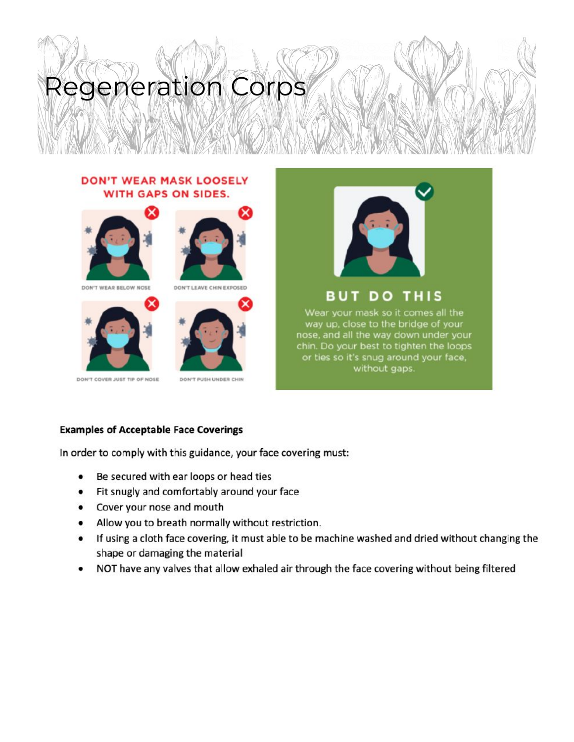# Regeneration Corps

DON'T WEAR MASK LOOSELY WITH GAPS ON SIDES.

DON'T WEAR BELOW NOSE

DON'T LEAVE CHIN EXPOSED

DON'T COVER JUST TIP OF NOSE

DON'T PUSH UNDER CHIN

BUT DO THIS

Wear your mask so it comes all the way up, close to the bridge of your nose, and all the way down under your chin. Do your best to tighten the loops or ties so it's snug around your face, without gaps.

**Examples of Acceptable Face Coverings**

In order to comply with this guidance, your face covering must:

- Be secured with ear loops or head ties
- Fit snugly and comfortably around your face
- Cover your nose and mouth
- Allow you to breath normally without restriction.
- If using a cloth face covering, it must able to be machine washed and dried without changing the shape or damaging the material
- NOT have any valves that allow exhaled air through the face covering without being filtered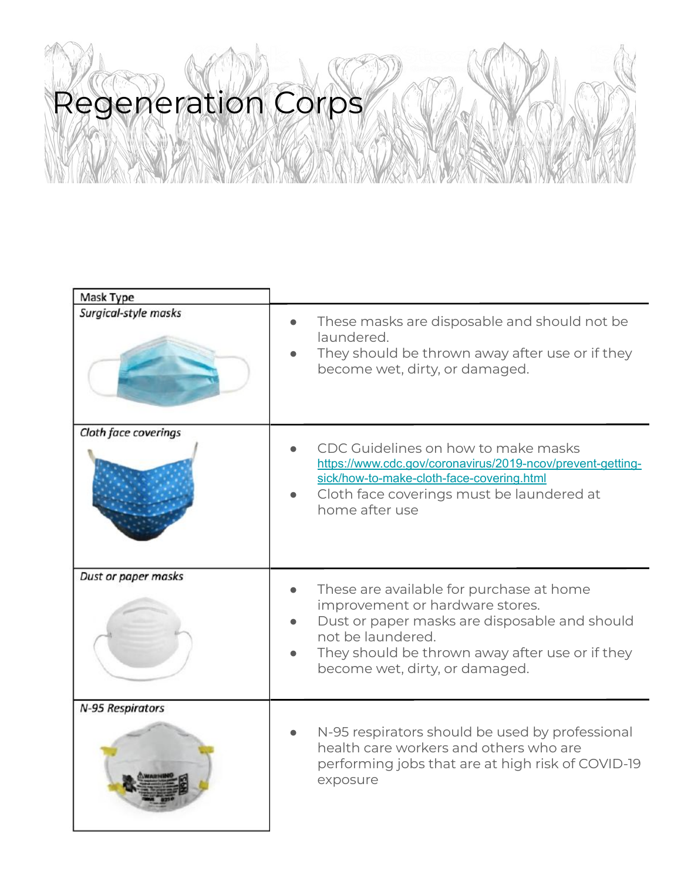# Regeneration Corps

| Mask Type | |
|---|---|
| *Surgical-style masks* | <ul><li>These masks are disposable and should not be laundered.</li><li>They should be thrown away after use or if they become wet, dirty, or damaged.</li></ul> |
| *Cloth face coverings* | <ul><li>CDC Guidelines on how to make masks https://www.cdc.gov/coronavirus/2019-ncov/prevent-getting-sick/how-to-make-cloth-face-covering.html</li><li>Cloth face coverings must be laundered at home after use</li></ul> |
| *Dust or paper masks* | <ul><li>These are available for purchase at home improvement or hardware stores.</li><li>Dust or paper masks are disposable and should not be laundered.</li><li>They should be thrown away after use or if they become wet, dirty, or damaged.</li></ul> |
| *N-95 Respirators* | <ul><li>N-95 respirators should be used by professional health care workers and others who are performing jobs that are at high risk of COVID-19 exposure</li></ul> |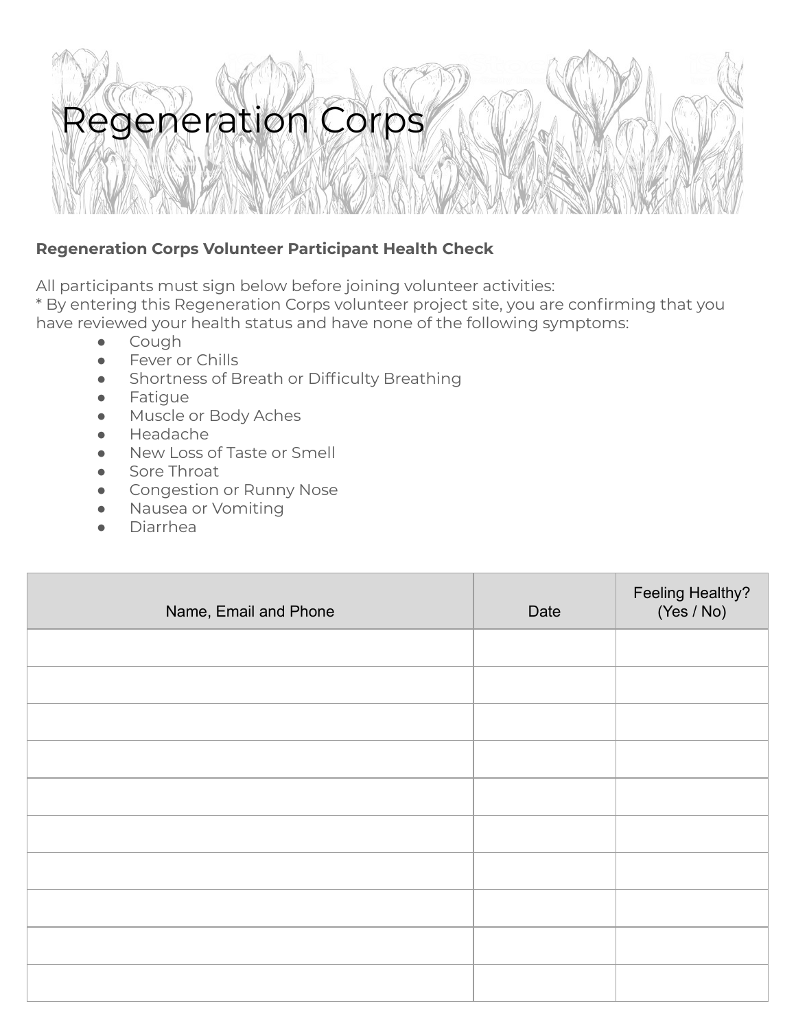# Regeneration Corps

**Regeneration Corps Volunteer Participant Health Check**

All participants must sign below before joining volunteer activities:
* By entering this Regeneration Corps volunteer project site, you are confirming that you have reviewed your health status and have none of the following symptoms:

- Cough
- Fever or Chills
- Shortness of Breath or Difficulty Breathing
- Fatigue
- Muscle or Body Aches
- Headache
- New Loss of Taste or Smell
- Sore Throat
- Congestion or Runny Nose
- Nausea or Vomiting
- Diarrhea

| Name, Email and Phone | Date | Feeling Healthy? (Yes / No) |
|---|---|---|
| | | |
| | | |
| | | |
| | | |
| | | |
| | | |
| | | |
| | | |
| | | |
| | | |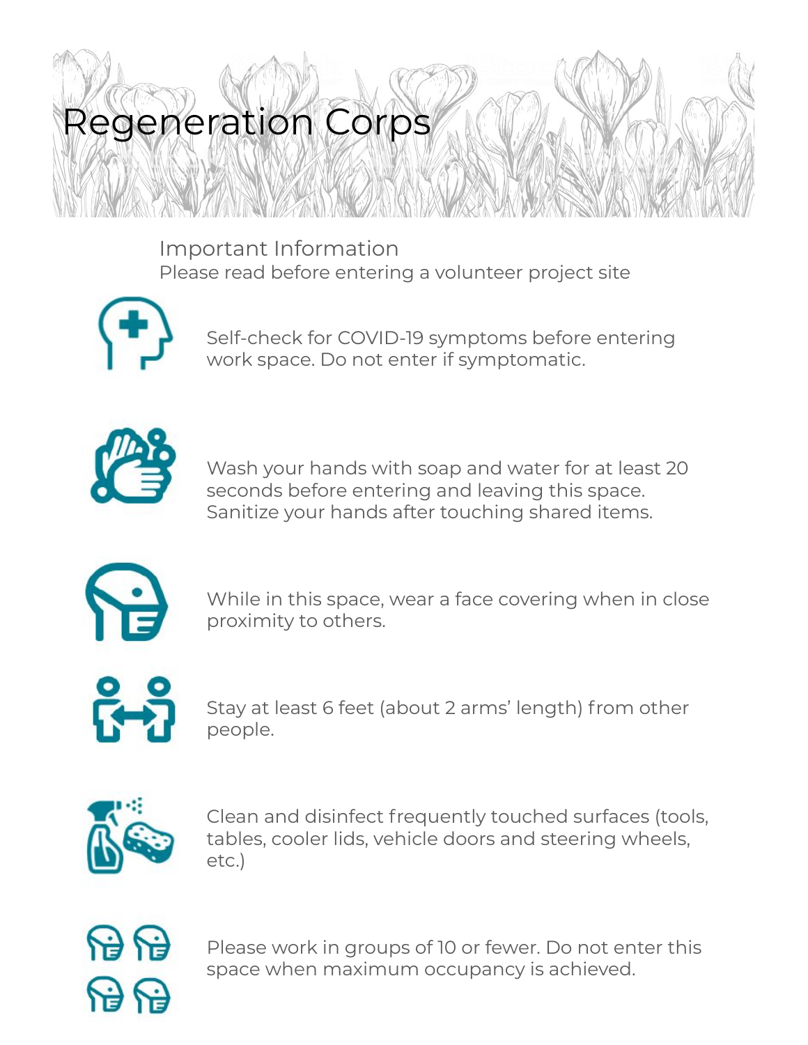# Regeneration Corps

## Important Information

Please read before entering a volunteer project site

Self-check for COVID-19 symptoms before entering work space. Do not enter if symptomatic.

Wash your hands with soap and water for at least 20 seconds before entering and leaving this space. Sanitize your hands after touching shared items.

While in this space, wear a face covering when in close proximity to others.

Stay at least 6 feet (about 2 arms' length) from other people.

Clean and disinfect frequently touched surfaces (tools, tables, cooler lids, vehicle doors and steering wheels, etc.)

Please work in groups of 10 or fewer. Do not enter this space when maximum occupancy is achieved.